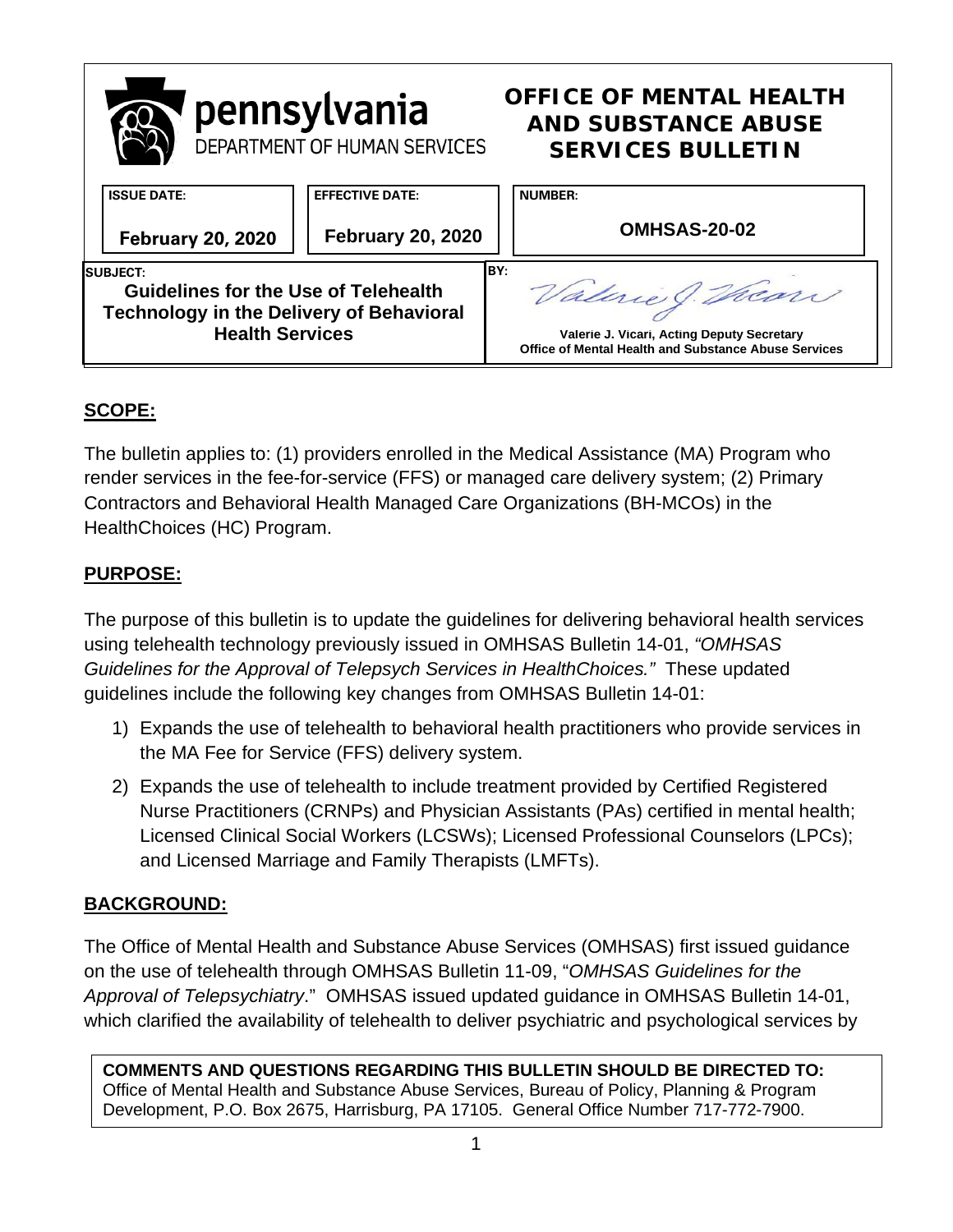pennsylvania
DEPARTMENT OF HUMAN SERVICES

# OFFICE OF MENTAL HEALTH AND SUBSTANCE ABUSE SERVICES BULLETIN

| ISSUE DATE: | EFFECTIVE DATE: | NUMBER: |
|---|---|---|
| February 20, 2020 | February 20, 2020 | OMHSAS-20-02 |

| SUBJECT: | BY: |
|---|---|
| Guidelines for the Use of Telehealth Technology in the Delivery of Behavioral Health Services | Valerie J. Vicari, Acting Deputy Secretary<br>Office of Mental Health and Substance Abuse Services |

## SCOPE:

The bulletin applies to: (1) providers enrolled in the Medical Assistance (MA) Program who render services in the fee-for-service (FFS) or managed care delivery system; (2) Primary Contractors and Behavioral Health Managed Care Organizations (BH-MCOs) in the HealthChoices (HC) Program.

## PURPOSE:

The purpose of this bulletin is to update the guidelines for delivering behavioral health services using telehealth technology previously issued in OMHSAS Bulletin 14-01, *"OMHSAS Guidelines for the Approval of Telepsych Services in HealthChoices."* These updated guidelines include the following key changes from OMHSAS Bulletin 14-01:

1) Expands the use of telehealth to behavioral health practitioners who provide services in the MA Fee for Service (FFS) delivery system.
2) Expands the use of telehealth to include treatment provided by Certified Registered Nurse Practitioners (CRNPs) and Physician Assistants (PAs) certified in mental health; Licensed Clinical Social Workers (LCSWs); Licensed Professional Counselors (LPCs); and Licensed Marriage and Family Therapists (LMFTs).

## BACKGROUND:

The Office of Mental Health and Substance Abuse Services (OMHSAS) first issued guidance on the use of telehealth through OMHSAS Bulletin 11-09, "*OMHSAS Guidelines for the Approval of Telepsychiatry*." OMHSAS issued updated guidance in OMHSAS Bulletin 14-01, which clarified the availability of telehealth to deliver psychiatric and psychological services by

**COMMENTS AND QUESTIONS REGARDING THIS BULLETIN SHOULD BE DIRECTED TO:**
Office of Mental Health and Substance Abuse Services, Bureau of Policy, Planning & Program Development, P.O. Box 2675, Harrisburg, PA 17105. General Office Number 717-772-7900.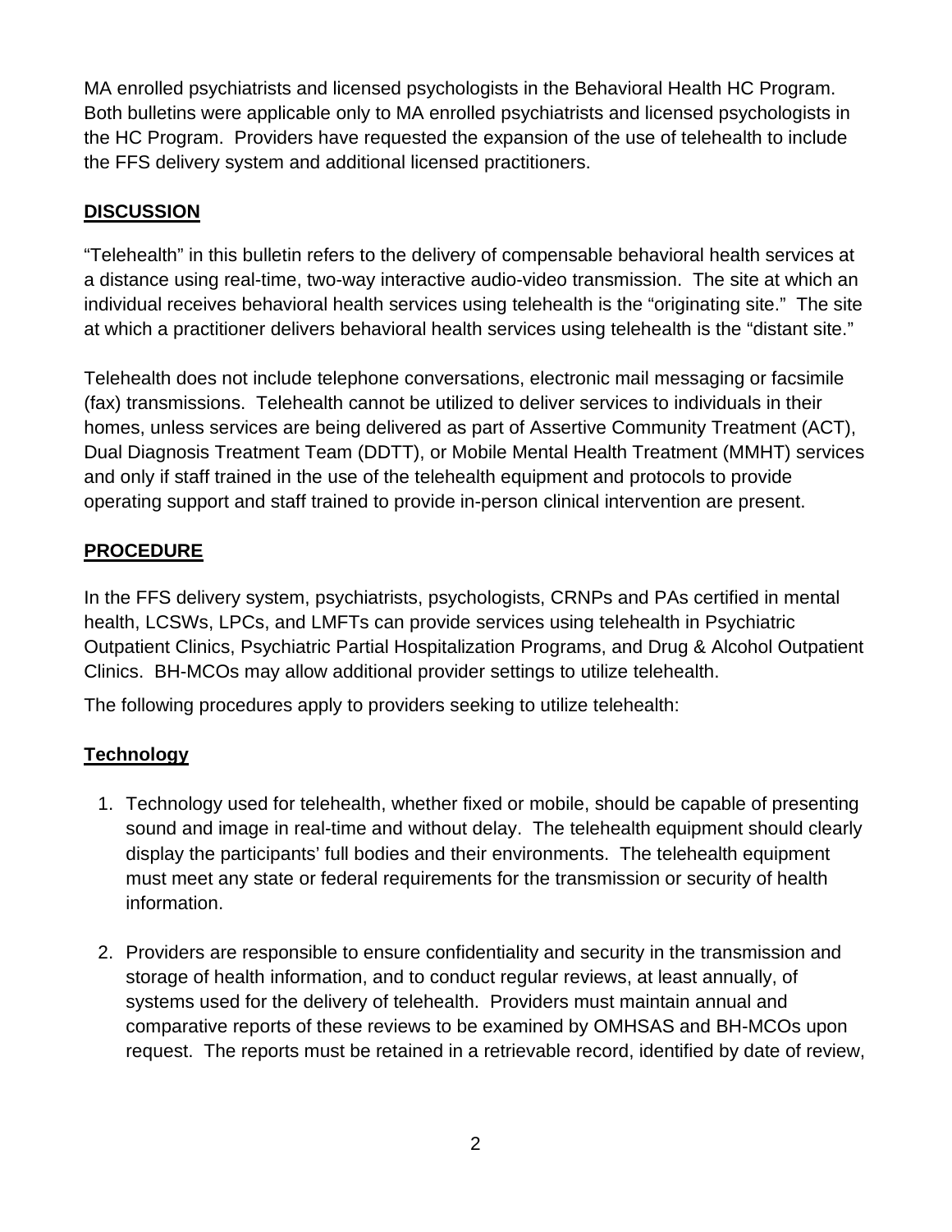MA enrolled psychiatrists and licensed psychologists in the Behavioral Health HC Program. Both bulletins were applicable only to MA enrolled psychiatrists and licensed psychologists in the HC Program. Providers have requested the expansion of the use of telehealth to include the FFS delivery system and additional licensed practitioners.

## DISCUSSION

"Telehealth" in this bulletin refers to the delivery of compensable behavioral health services at a distance using real-time, two-way interactive audio-video transmission. The site at which an individual receives behavioral health services using telehealth is the "originating site." The site at which a practitioner delivers behavioral health services using telehealth is the "distant site."

Telehealth does not include telephone conversations, electronic mail messaging or facsimile (fax) transmissions. Telehealth cannot be utilized to deliver services to individuals in their homes, unless services are being delivered as part of Assertive Community Treatment (ACT), Dual Diagnosis Treatment Team (DDTT), or Mobile Mental Health Treatment (MMHT) services and only if staff trained in the use of the telehealth equipment and protocols to provide operating support and staff trained to provide in-person clinical intervention are present.

## PROCEDURE

In the FFS delivery system, psychiatrists, psychologists, CRNPs and PAs certified in mental health, LCSWs, LPCs, and LMFTs can provide services using telehealth in Psychiatric Outpatient Clinics, Psychiatric Partial Hospitalization Programs, and Drug & Alcohol Outpatient Clinics. BH-MCOs may allow additional provider settings to utilize telehealth.

The following procedures apply to providers seeking to utilize telehealth:

### Technology

1. Technology used for telehealth, whether fixed or mobile, should be capable of presenting sound and image in real-time and without delay. The telehealth equipment should clearly display the participants' full bodies and their environments. The telehealth equipment must meet any state or federal requirements for the transmission or security of health information.

2. Providers are responsible to ensure confidentiality and security in the transmission and storage of health information, and to conduct regular reviews, at least annually, of systems used for the delivery of telehealth. Providers must maintain annual and comparative reports of these reviews to be examined by OMHSAS and BH-MCOs upon request. The reports must be retained in a retrievable record, identified by date of review,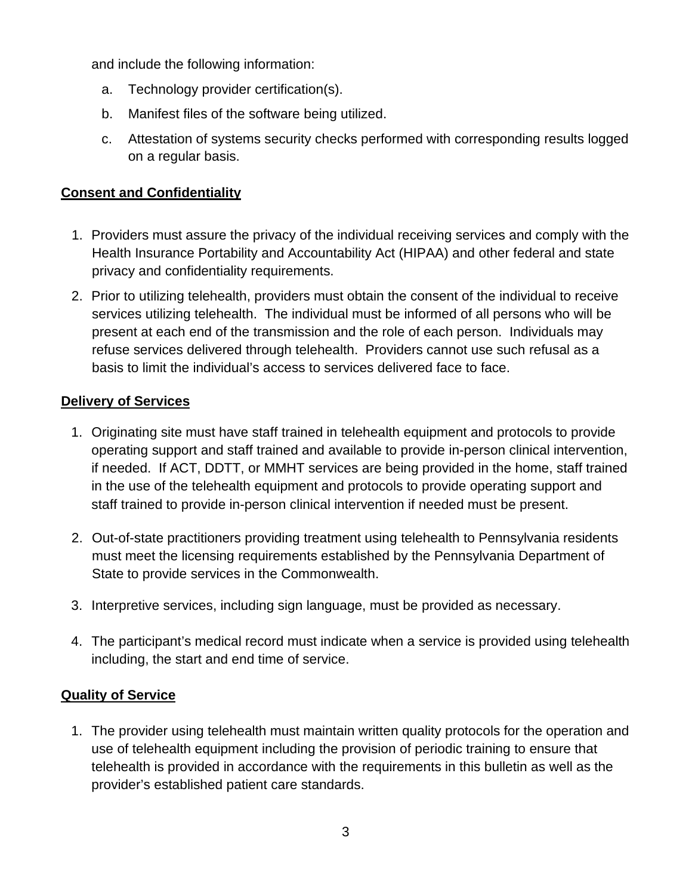and include the following information:

a. Technology provider certification(s).
b. Manifest files of the software being utilized.
c. Attestation of systems security checks performed with corresponding results logged on a regular basis.

**Consent and Confidentiality**

1. Providers must assure the privacy of the individual receiving services and comply with the Health Insurance Portability and Accountability Act (HIPAA) and other federal and state privacy and confidentiality requirements.
2. Prior to utilizing telehealth, providers must obtain the consent of the individual to receive services utilizing telehealth. The individual must be informed of all persons who will be present at each end of the transmission and the role of each person. Individuals may refuse services delivered through telehealth. Providers cannot use such refusal as a basis to limit the individual's access to services delivered face to face.

**Delivery of Services**

1. Originating site must have staff trained in telehealth equipment and protocols to provide operating support and staff trained and available to provide in-person clinical intervention, if needed. If ACT, DDTT, or MMHT services are being provided in the home, staff trained in the use of the telehealth equipment and protocols to provide operating support and staff trained to provide in-person clinical intervention if needed must be present.
2. Out-of-state practitioners providing treatment using telehealth to Pennsylvania residents must meet the licensing requirements established by the Pennsylvania Department of State to provide services in the Commonwealth.
3. Interpretive services, including sign language, must be provided as necessary.
4. The participant's medical record must indicate when a service is provided using telehealth including, the start and end time of service.

**Quality of Service**

1. The provider using telehealth must maintain written quality protocols for the operation and use of telehealth equipment including the provision of periodic training to ensure that telehealth is provided in accordance with the requirements in this bulletin as well as the provider's established patient care standards.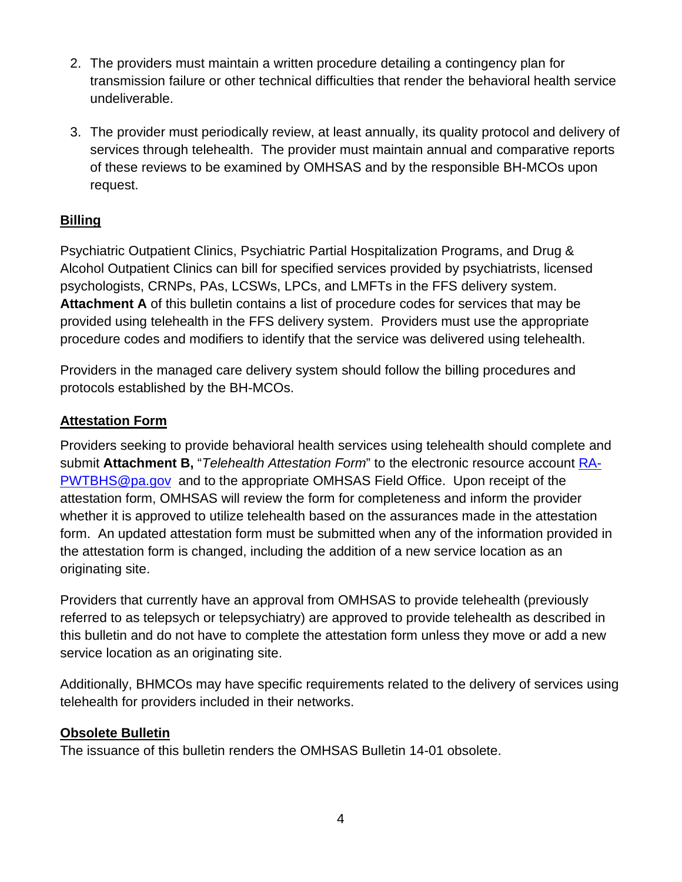2. The providers must maintain a written procedure detailing a contingency plan for transmission failure or other technical difficulties that render the behavioral health service undeliverable.

3. The provider must periodically review, at least annually, its quality protocol and delivery of services through telehealth. The provider must maintain annual and comparative reports of these reviews to be examined by OMHSAS and by the responsible BH-MCOs upon request.

## Billing

Psychiatric Outpatient Clinics, Psychiatric Partial Hospitalization Programs, and Drug & Alcohol Outpatient Clinics can bill for specified services provided by psychiatrists, licensed psychologists, CRNPs, PAs, LCSWs, LPCs, and LMFTs in the FFS delivery system. **Attachment A** of this bulletin contains a list of procedure codes for services that may be provided using telehealth in the FFS delivery system. Providers must use the appropriate procedure codes and modifiers to identify that the service was delivered using telehealth.

Providers in the managed care delivery system should follow the billing procedures and protocols established by the BH-MCOs.

## Attestation Form

Providers seeking to provide behavioral health services using telehealth should complete and submit **Attachment B,** "*Telehealth Attestation Form*" to the electronic resource account RA-PWTBHS@pa.gov and to the appropriate OMHSAS Field Office. Upon receipt of the attestation form, OMHSAS will review the form for completeness and inform the provider whether it is approved to utilize telehealth based on the assurances made in the attestation form. An updated attestation form must be submitted when any of the information provided in the attestation form is changed, including the addition of a new service location as an originating site.

Providers that currently have an approval from OMHSAS to provide telehealth (previously referred to as telepsych or telepsychiatry) are approved to provide telehealth as described in this bulletin and do not have to complete the attestation form unless they move or add a new service location as an originating site.

Additionally, BHMCOs may have specific requirements related to the delivery of services using telehealth for providers included in their networks.

## Obsolete Bulletin

The issuance of this bulletin renders the OMHSAS Bulletin 14-01 obsolete.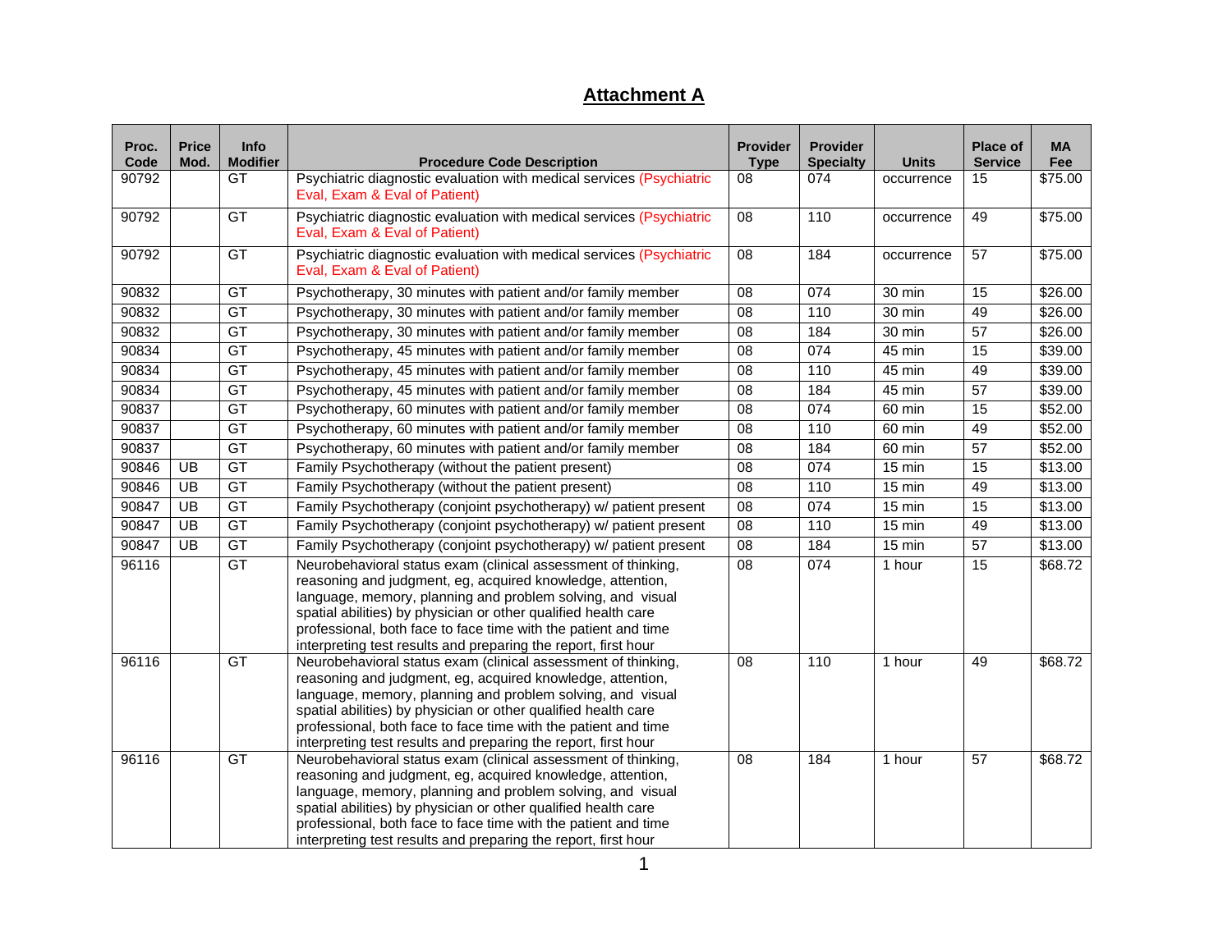## Attachment A

| Proc. Code | Price Mod. | Info Modifier | Procedure Code Description | Provider Type | Provider Specialty | Units | Place of Service | MA Fee |
|---|---|---|---|---|---|---|---|---|
| 90792 | | GT | Psychiatric diagnostic evaluation with medical services (Psychiatric Eval, Exam & Eval of Patient) | 08 | 074 | occurrence | 15 | $75.00 |
| 90792 | | GT | Psychiatric diagnostic evaluation with medical services (Psychiatric Eval, Exam & Eval of Patient) | 08 | 110 | occurrence | 49 | $75.00 |
| 90792 | | GT | Psychiatric diagnostic evaluation with medical services (Psychiatric Eval, Exam & Eval of Patient) | 08 | 184 | occurrence | 57 | $75.00 |
| 90832 | | GT | Psychotherapy, 30 minutes with patient and/or family member | 08 | 074 | 30 min | 15 | $26.00 |
| 90832 | | GT | Psychotherapy, 30 minutes with patient and/or family member | 08 | 110 | 30 min | 49 | $26.00 |
| 90832 | | GT | Psychotherapy, 30 minutes with patient and/or family member | 08 | 184 | 30 min | 57 | $26.00 |
| 90834 | | GT | Psychotherapy, 45 minutes with patient and/or family member | 08 | 074 | 45 min | 15 | $39.00 |
| 90834 | | GT | Psychotherapy, 45 minutes with patient and/or family member | 08 | 110 | 45 min | 49 | $39.00 |
| 90834 | | GT | Psychotherapy, 45 minutes with patient and/or family member | 08 | 184 | 45 min | 57 | $39.00 |
| 90837 | | GT | Psychotherapy, 60 minutes with patient and/or family member | 08 | 074 | 60 min | 15 | $52.00 |
| 90837 | | GT | Psychotherapy, 60 minutes with patient and/or family member | 08 | 110 | 60 min | 49 | $52.00 |
| 90837 | | GT | Psychotherapy, 60 minutes with patient and/or family member | 08 | 184 | 60 min | 57 | $52.00 |
| 90846 | UB | GT | Family Psychotherapy (without the patient present) | 08 | 074 | 15 min | 15 | $13.00 |
| 90846 | UB | GT | Family Psychotherapy (without the patient present) | 08 | 110 | 15 min | 49 | $13.00 |
| 90847 | UB | GT | Family Psychotherapy (conjoint psychotherapy) w/ patient present | 08 | 074 | 15 min | 15 | $13.00 |
| 90847 | UB | GT | Family Psychotherapy (conjoint psychotherapy) w/ patient present | 08 | 110 | 15 min | 49 | $13.00 |
| 90847 | UB | GT | Family Psychotherapy (conjoint psychotherapy) w/ patient present | 08 | 184 | 15 min | 57 | $13.00 |
| 96116 | | GT | Neurobehavioral status exam (clinical assessment of thinking, reasoning and judgment, eg, acquired knowledge, attention, language, memory, planning and problem solving, and visual spatial abilities) by physician or other qualified health care professional, both face to face time with the patient and time interpreting test results and preparing the report, first hour | 08 | 074 | 1 hour | 15 | $68.72 |
| 96116 | | GT | Neurobehavioral status exam (clinical assessment of thinking, reasoning and judgment, eg, acquired knowledge, attention, language, memory, planning and problem solving, and visual spatial abilities) by physician or other qualified health care professional, both face to face time with the patient and time interpreting test results and preparing the report, first hour | 08 | 110 | 1 hour | 49 | $68.72 |
| 96116 | | GT | Neurobehavioral status exam (clinical assessment of thinking, reasoning and judgment, eg, acquired knowledge, attention, language, memory, planning and problem solving, and visual spatial abilities) by physician or other qualified health care professional, both face to face time with the patient and time interpreting test results and preparing the report, first hour | 08 | 184 | 1 hour | 57 | $68.72 |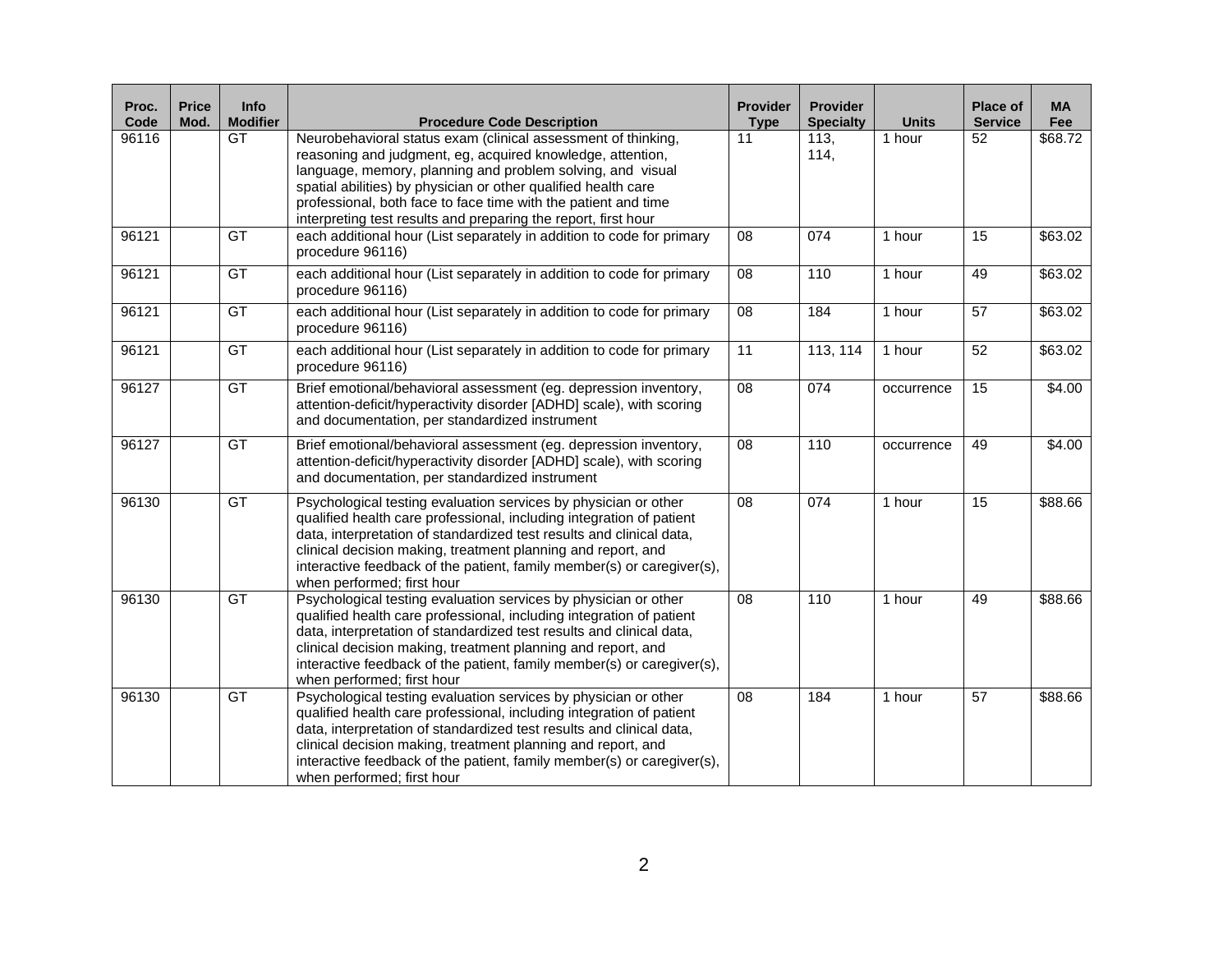| Proc. Code | Price Mod. | Info Modifier | Procedure Code Description | Provider Type | Provider Specialty | Units | Place of Service | MA Fee |
|---|---|---|---|---|---|---|---|---|
| 96116 | | GT | Neurobehavioral status exam (clinical assessment of thinking, reasoning and judgment, eg, acquired knowledge, attention, language, memory, planning and problem solving, and visual spatial abilities) by physician or other qualified health care professional, both face to face time with the patient and time interpreting test results and preparing the report, first hour | 11 | 113, 114, | 1 hour | 52 | $68.72 |
| 96121 | | GT | each additional hour (List separately in addition to code for primary procedure 96116) | 08 | 074 | 1 hour | 15 | $63.02 |
| 96121 | | GT | each additional hour (List separately in addition to code for primary procedure 96116) | 08 | 110 | 1 hour | 49 | $63.02 |
| 96121 | | GT | each additional hour (List separately in addition to code for primary procedure 96116) | 08 | 184 | 1 hour | 57 | $63.02 |
| 96121 | | GT | each additional hour (List separately in addition to code for primary procedure 96116) | 11 | 113, 114 | 1 hour | 52 | $63.02 |
| 96127 | | GT | Brief emotional/behavioral assessment (eg. depression inventory, attention-deficit/hyperactivity disorder [ADHD] scale), with scoring and documentation, per standardized instrument | 08 | 074 | occurrence | 15 | $4.00 |
| 96127 | | GT | Brief emotional/behavioral assessment (eg. depression inventory, attention-deficit/hyperactivity disorder [ADHD] scale), with scoring and documentation, per standardized instrument | 08 | 110 | occurrence | 49 | $4.00 |
| 96130 | | GT | Psychological testing evaluation services by physician or other qualified health care professional, including integration of patient data, interpretation of standardized test results and clinical data, clinical decision making, treatment planning and report, and interactive feedback of the patient, family member(s) or caregiver(s), when performed; first hour | 08 | 074 | 1 hour | 15 | $88.66 |
| 96130 | | GT | Psychological testing evaluation services by physician or other qualified health care professional, including integration of patient data, interpretation of standardized test results and clinical data, clinical decision making, treatment planning and report, and interactive feedback of the patient, family member(s) or caregiver(s), when performed; first hour | 08 | 110 | 1 hour | 49 | $88.66 |
| 96130 | | GT | Psychological testing evaluation services by physician or other qualified health care professional, including integration of patient data, interpretation of standardized test results and clinical data, clinical decision making, treatment planning and report, and interactive feedback of the patient, family member(s) or caregiver(s), when performed; first hour | 08 | 184 | 1 hour | 57 | $88.66 |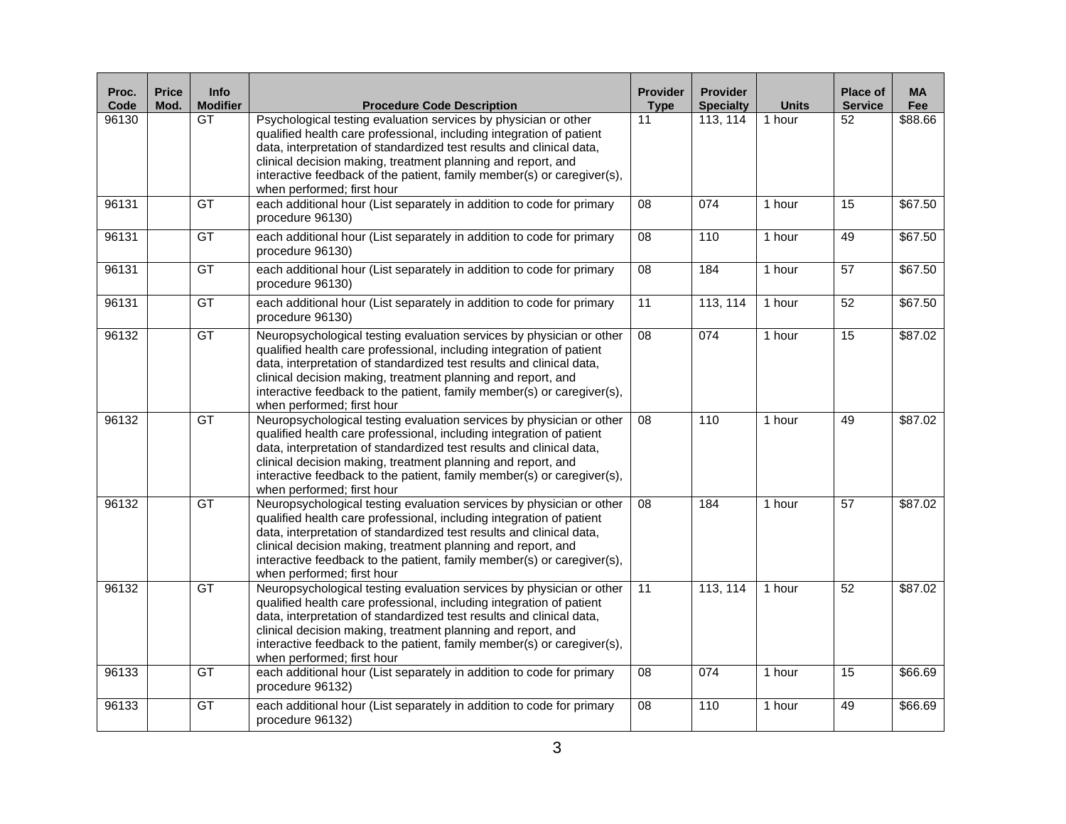| Proc. Code | Price Mod. | Info Modifier | Procedure Code Description | Provider Type | Provider Specialty | Units | Place of Service | MA Fee |
|---|---|---|---|---|---|---|---|---|
| 96130 | | GT | Psychological testing evaluation services by physician or other qualified health care professional, including integration of patient data, interpretation of standardized test results and clinical data, clinical decision making, treatment planning and report, and interactive feedback of the patient, family member(s) or caregiver(s), when performed; first hour | 11 | 113, 114 | 1 hour | 52 | $88.66 |
| 96131 | | GT | each additional hour (List separately in addition to code for primary procedure 96130) | 08 | 074 | 1 hour | 15 | $67.50 |
| 96131 | | GT | each additional hour (List separately in addition to code for primary procedure 96130) | 08 | 110 | 1 hour | 49 | $67.50 |
| 96131 | | GT | each additional hour (List separately in addition to code for primary procedure 96130) | 08 | 184 | 1 hour | 57 | $67.50 |
| 96131 | | GT | each additional hour (List separately in addition to code for primary procedure 96130) | 11 | 113, 114 | 1 hour | 52 | $67.50 |
| 96132 | | GT | Neuropsychological testing evaluation services by physician or other qualified health care professional, including integration of patient data, interpretation of standardized test results and clinical data, clinical decision making, treatment planning and report, and interactive feedback to the patient, family member(s) or caregiver(s), when performed; first hour | 08 | 074 | 1 hour | 15 | $87.02 |
| 96132 | | GT | Neuropsychological testing evaluation services by physician or other qualified health care professional, including integration of patient data, interpretation of standardized test results and clinical data, clinical decision making, treatment planning and report, and interactive feedback to the patient, family member(s) or caregiver(s), when performed; first hour | 08 | 110 | 1 hour | 49 | $87.02 |
| 96132 | | GT | Neuropsychological testing evaluation services by physician or other qualified health care professional, including integration of patient data, interpretation of standardized test results and clinical data, clinical decision making, treatment planning and report, and interactive feedback to the patient, family member(s) or caregiver(s), when performed; first hour | 08 | 184 | 1 hour | 57 | $87.02 |
| 96132 | | GT | Neuropsychological testing evaluation services by physician or other qualified health care professional, including integration of patient data, interpretation of standardized test results and clinical data, clinical decision making, treatment planning and report, and interactive feedback to the patient, family member(s) or caregiver(s), when performed; first hour | 11 | 113, 114 | 1 hour | 52 | $87.02 |
| 96133 | | GT | each additional hour (List separately in addition to code for primary procedure 96132) | 08 | 074 | 1 hour | 15 | $66.69 |
| 96133 | | GT | each additional hour (List separately in addition to code for primary procedure 96132) | 08 | 110 | 1 hour | 49 | $66.69 |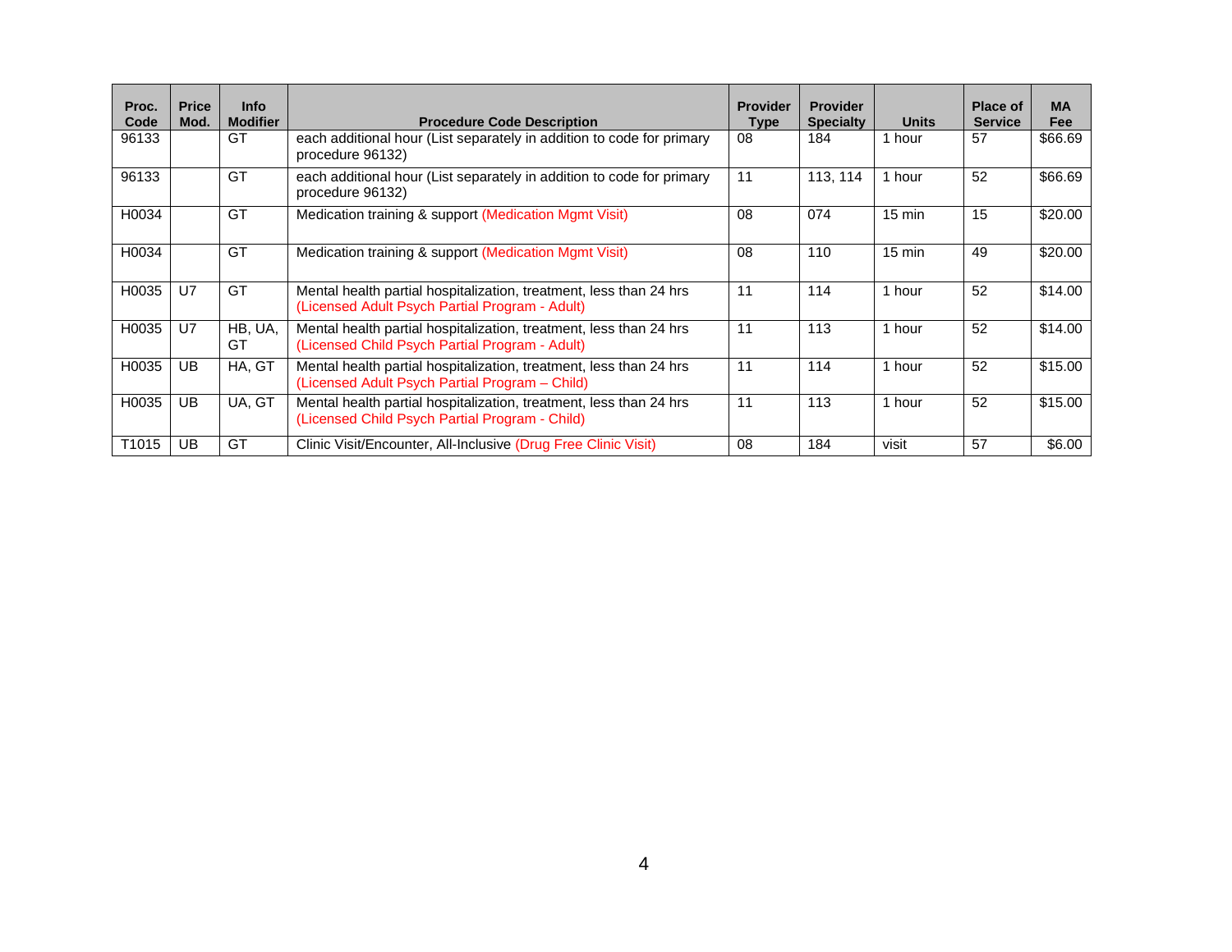| Proc. Code | Price Mod. | Info Modifier | Procedure Code Description | Provider Type | Provider Specialty | Units | Place of Service | MA Fee |
|---|---|---|---|---|---|---|---|---|
| 96133 | | GT | each additional hour (List separately in addition to code for primary procedure 96132) | 08 | 184 | 1 hour | 57 | $66.69 |
| 96133 | | GT | each additional hour (List separately in addition to code for primary procedure 96132) | 11 | 113, 114 | 1 hour | 52 | $66.69 |
| H0034 | | GT | Medication training & support (Medication Mgmt Visit) | 08 | 074 | 15 min | 15 | $20.00 |
| H0034 | | GT | Medication training & support (Medication Mgmt Visit) | 08 | 110 | 15 min | 49 | $20.00 |
| H0035 | U7 | GT | Mental health partial hospitalization, treatment, less than 24 hrs (Licensed Adult Psych Partial Program - Adult) | 11 | 114 | 1 hour | 52 | $14.00 |
| H0035 | U7 | HB, UA, GT | Mental health partial hospitalization, treatment, less than 24 hrs (Licensed Child Psych Partial Program - Adult) | 11 | 113 | 1 hour | 52 | $14.00 |
| H0035 | UB | HA, GT | Mental health partial hospitalization, treatment, less than 24 hrs (Licensed Adult Psych Partial Program – Child) | 11 | 114 | 1 hour | 52 | $15.00 |
| H0035 | UB | UA, GT | Mental health partial hospitalization, treatment, less than 24 hrs (Licensed Child Psych Partial Program - Child) | 11 | 113 | 1 hour | 52 | $15.00 |
| T1015 | UB | GT | Clinic Visit/Encounter, All-Inclusive (Drug Free Clinic Visit) | 08 | 184 | visit | 57 | $6.00 |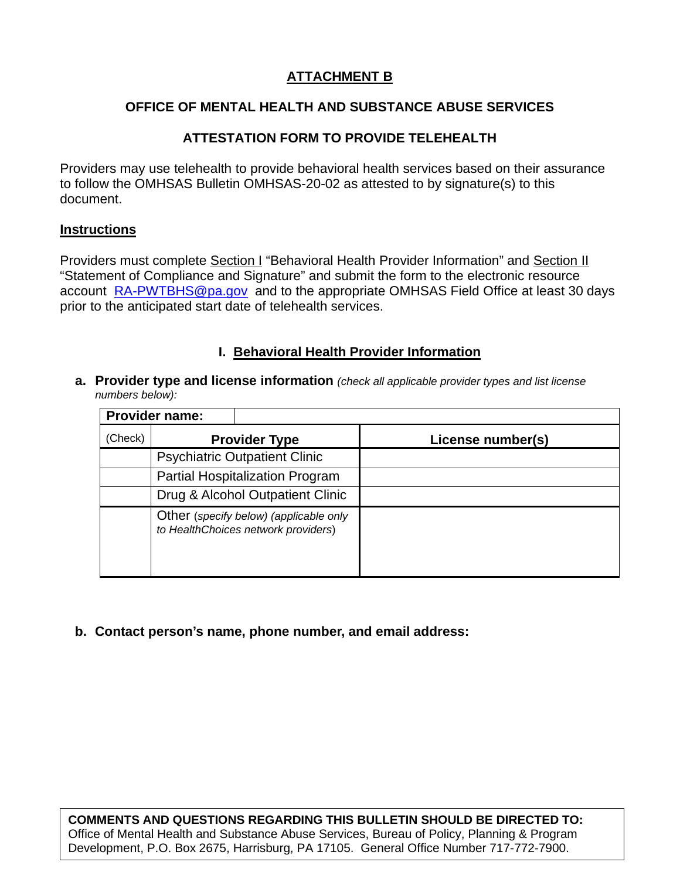# ATTACHMENT B

## OFFICE OF MENTAL HEALTH AND SUBSTANCE ABUSE SERVICES

## ATTESTATION FORM TO PROVIDE TELEHEALTH

Providers may use telehealth to provide behavioral health services based on their assurance to follow the OMHSAS Bulletin OMHSAS-20-02 as attested to by signature(s) to this document.

### Instructions

Providers must complete Section I "Behavioral Health Provider Information" and Section II "Statement of Compliance and Signature" and submit the form to the electronic resource account RA-PWTBHS@pa.gov and to the appropriate OMHSAS Field Office at least 30 days prior to the anticipated start date of telehealth services.

### I. Behavioral Health Provider Information

**a. Provider type and license information** *(check all applicable provider types and list license numbers below):*

| **Provider name:** | | |
|---|---|---|
| (Check) | **Provider Type** | **License number(s)** |
| | Psychiatric Outpatient Clinic | |
| | Partial Hospitalization Program | |
| | Drug & Alcohol Outpatient Clinic | |
| | Other *(specify below) (applicable only to HealthChoices network providers)* | |

**b. Contact person's name, phone number, and email address:**

**COMMENTS AND QUESTIONS REGARDING THIS BULLETIN SHOULD BE DIRECTED TO:**
Office of Mental Health and Substance Abuse Services, Bureau of Policy, Planning & Program Development, P.O. Box 2675, Harrisburg, PA 17105. General Office Number 717-772-7900.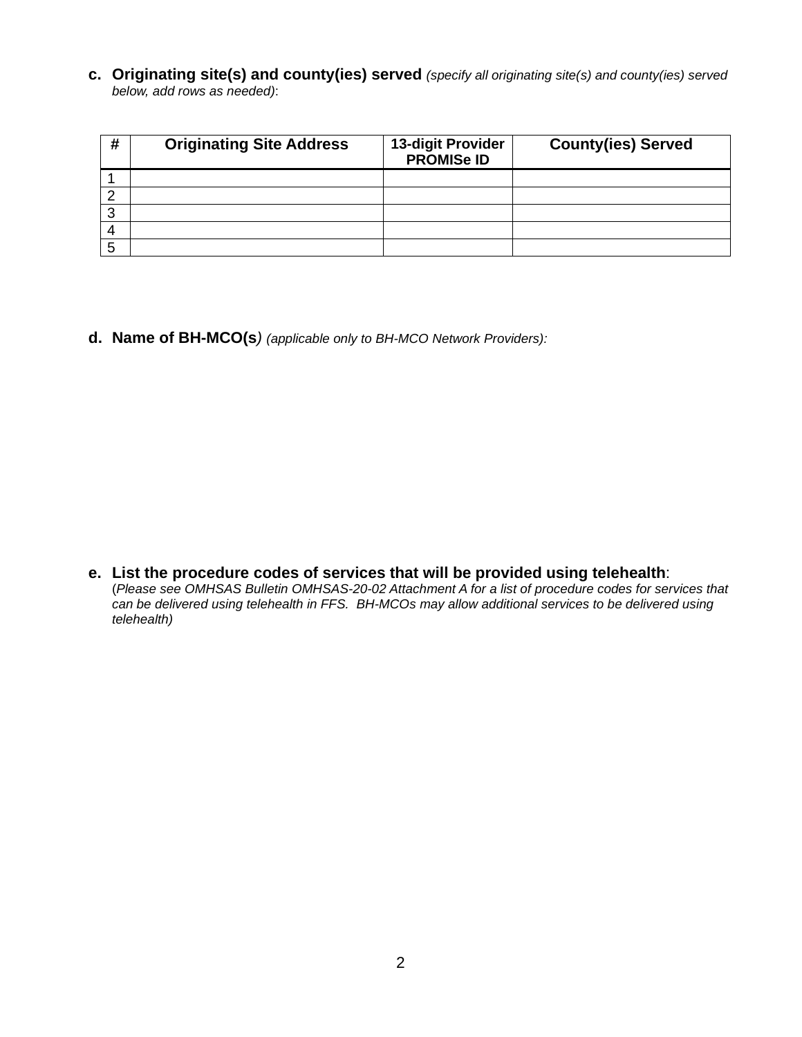**c. Originating site(s) and county(ies) served** *(specify all originating site(s) and county(ies) served below, add rows as needed)*:

| # | Originating Site Address | 13-digit Provider PROMISe ID | County(ies) Served |
|---|---|---|---|
| 1 | | | |
| 2 | | | |
| 3 | | | |
| 4 | | | |
| 5 | | | |

**d. Name of BH-MCO(s***) (applicable only to BH-MCO Network Providers):*

**e. List the procedure codes of services that will be provided using telehealth**:
(*Please see OMHSAS Bulletin OMHSAS-20-02 Attachment A for a list of procedure codes for services that can be delivered using telehealth in FFS. BH-MCOs may allow additional services to be delivered using telehealth)*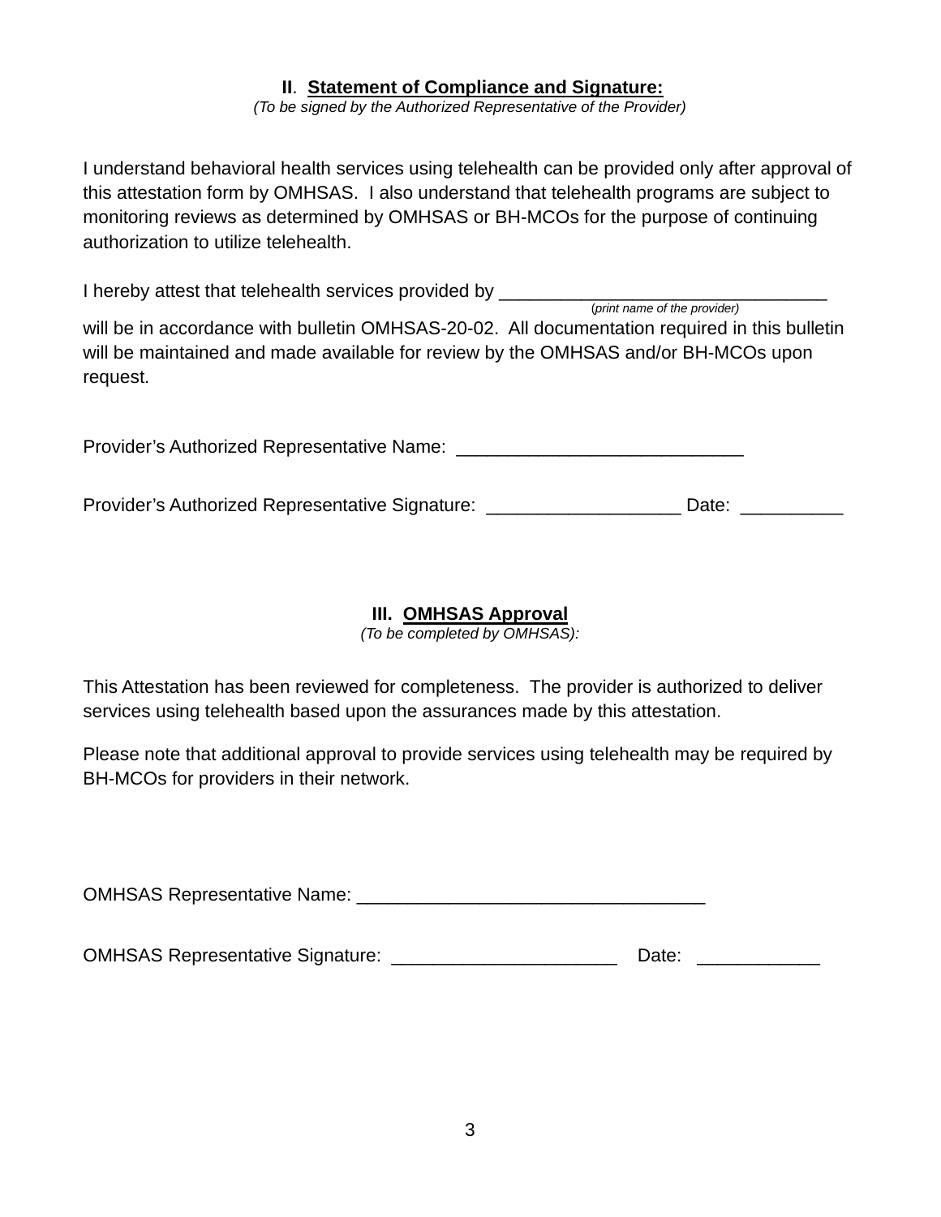## II. Statement of Compliance and Signature:

*(To be signed by the Authorized Representative of the Provider)*

I understand behavioral health services using telehealth can be provided only after approval of this attestation form by OMHSAS. I also understand that telehealth programs are subject to monitoring reviews as determined by OMHSAS or BH-MCOs for the purpose of continuing authorization to utilize telehealth.

I hereby attest that telehealth services provided by ________________________________
*(print name of the provider)*
will be in accordance with bulletin OMHSAS-20-02. All documentation required in this bulletin will be maintained and made available for review by the OMHSAS and/or BH-MCOs upon request.

Provider's Authorized Representative Name: ____________________________

Provider's Authorized Representative Signature: ___________________ Date: __________

## III. OMHSAS Approval

*(To be completed by OMHSAS):*

This Attestation has been reviewed for completeness. The provider is authorized to deliver services using telehealth based upon the assurances made by this attestation.

Please note that additional approval to provide services using telehealth may be required by BH-MCOs for providers in their network.

OMHSAS Representative Name: __________________________________

OMHSAS Representative Signature: ______________________ Date: ____________